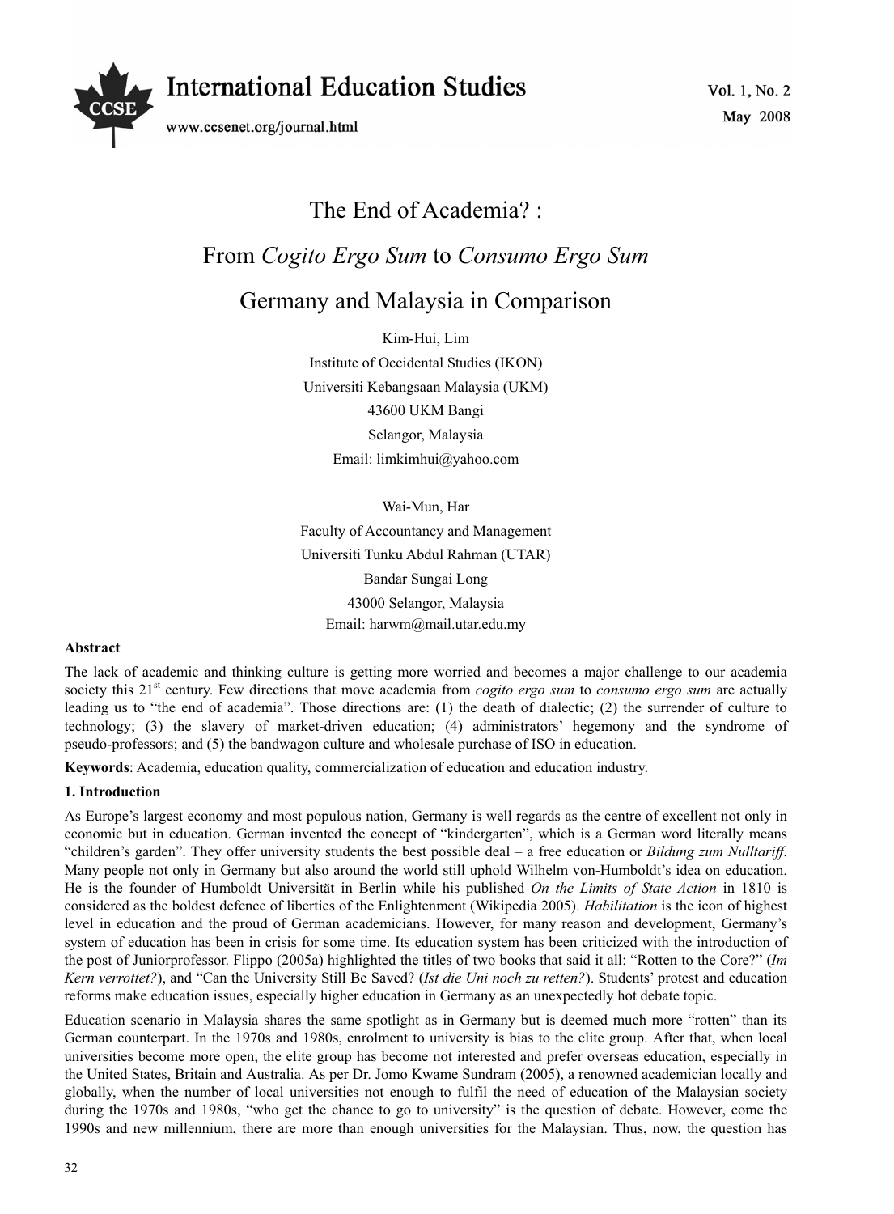# The End of Academia? :

# From *Cogito Ergo Sum* to *Consumo Ergo Sum*

# Germany and Malaysia in Comparison

Kim-Hui, Lim

Institute of Occidental Studies (IKON)

Universiti Kebangsaan Malaysia (UKM)

43600 UKM Bangi

Selangor, Malaysia

Email: limkimhui@yahoo.com

Wai-Mun, Har

Faculty of Accountancy and Management

Universiti Tunku Abdul Rahman (UTAR)

Bandar Sungai Long

43000 Selangor, Malaysia

Email: harwm@mail.utar.edu.my

**Abstract**

The lack of academic and thinking culture is getting more worried and becomes a major challenge to our academia society this 21st century. Few directions that move academia from *cogito ergo sum* to *consumo ergo sum* are actually leading us to "the end of academia". Those directions are: (1) the death of dialectic; (2) the surrender of culture to technology; (3) the slavery of market-driven education; (4) administrators' hegemony and the syndrome of pseudo-professors; and (5) the bandwagon culture and wholesale purchase of ISO in education.

**Keywords**: Academia, education quality, commercialization of education and education industry.

## 1. Introduction

As Europe's largest economy and most populous nation, Germany is well regards as the centre of excellent not only in economic but in education. German invented the concept of "kindergarten", which is a German word literally means "children's garden". They offer university students the best possible deal – a free education or *Bildung zum Nulltariff*. Many people not only in Germany but also around the world still uphold Wilhelm von-Humboldt's idea on education. He is the founder of Humboldt Universität in Berlin while his published *On the Limits of State Action* in 1810 is considered as the boldest defence of liberties of the Enlightenment (Wikipedia 2005). *Habilitation* is the icon of highest level in education and the proud of German academicians. However, for many reason and development, Germany's system of education has been in crisis for some time. Its education system has been criticized with the introduction of the post of Juniorprofessor. Flippo (2005a) highlighted the titles of two books that said it all: "Rotten to the Core?" (*Im Kern verrottet?*), and "Can the University Still Be Saved? (*Ist die Uni noch zu retten?*). Students' protest and education reforms make education issues, especially higher education in Germany as an unexpectedly hot debate topic.

Education scenario in Malaysia shares the same spotlight as in Germany but is deemed much more "rotten" than its German counterpart. In the 1970s and 1980s, enrolment to university is bias to the elite group. After that, when local universities become more open, the elite group has become not interested and prefer overseas education, especially in the United States, Britain and Australia. As per Dr. Jomo Kwame Sundram (2005), a renowned academician locally and globally, when the number of local universities not enough to fulfil the need of education of the Malaysian society during the 1970s and 1980s, "who get the chance to go to university" is the question of debate. However, come the 1990s and new millennium, there are more than enough universities for the Malaysian. Thus, now, the question has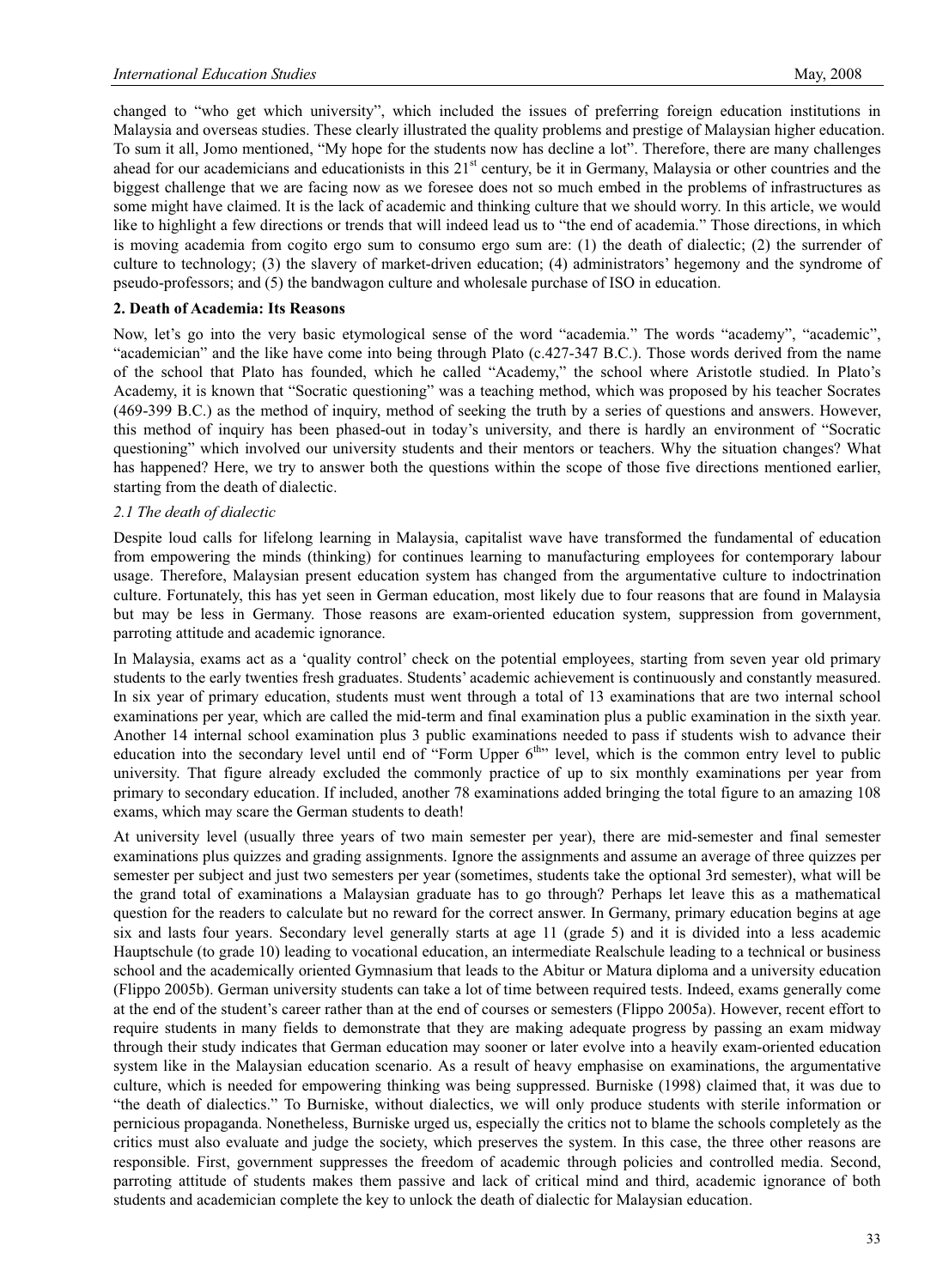changed to "who get which university", which included the issues of preferring foreign education institutions in Malaysia and overseas studies. These clearly illustrated the quality problems and prestige of Malaysian higher education. To sum it all, Jomo mentioned, "My hope for the students now has decline a lot". Therefore, there are many challenges ahead for our academicians and educationists in this 21st century, be it in Germany, Malaysia or other countries and the biggest challenge that we are facing now as we foresee does not so much embed in the problems of infrastructures as some might have claimed. It is the lack of academic and thinking culture that we should worry. In this article, we would like to highlight a few directions or trends that will indeed lead us to "the end of academia." Those directions, in which is moving academia from cogito ergo sum to consumo ergo sum are: (1) the death of dialectic; (2) the surrender of culture to technology; (3) the slavery of market-driven education; (4) administrators' hegemony and the syndrome of pseudo-professors; and (5) the bandwagon culture and wholesale purchase of ISO in education.

## 2. Death of Academia: Its Reasons

Now, let's go into the very basic etymological sense of the word "academia." The words "academy", "academic", "academician" and the like have come into being through Plato (c.427-347 B.C.). Those words derived from the name of the school that Plato has founded, which he called "Academy," the school where Aristotle studied. In Plato's Academy, it is known that "Socratic questioning" was a teaching method, which was proposed by his teacher Socrates (469-399 B.C.) as the method of inquiry, method of seeking the truth by a series of questions and answers. However, this method of inquiry has been phased-out in today's university, and there is hardly an environment of "Socratic questioning" which involved our university students and their mentors or teachers. Why the situation changes? What has happened? Here, we try to answer both the questions within the scope of those five directions mentioned earlier, starting from the death of dialectic.

### *2.1 The death of dialectic*

Despite loud calls for lifelong learning in Malaysia, capitalist wave have transformed the fundamental of education from empowering the minds (thinking) for continues learning to manufacturing employees for contemporary labour usage. Therefore, Malaysian present education system has changed from the argumentative culture to indoctrination culture. Fortunately, this has yet seen in German education, most likely due to four reasons that are found in Malaysia but may be less in Germany. Those reasons are exam-oriented education system, suppression from government, parroting attitude and academic ignorance.

In Malaysia, exams act as a 'quality control' check on the potential employees, starting from seven year old primary students to the early twenties fresh graduates. Students' academic achievement is continuously and constantly measured. In six year of primary education, students must went through a total of 13 examinations that are two internal school examinations per year, which are called the mid-term and final examination plus a public examination in the sixth year. Another 14 internal school examination plus 3 public examinations needed to pass if students wish to advance their education into the secondary level until end of "Form Upper 6th" level, which is the common entry level to public university. That figure already excluded the commonly practice of up to six monthly examinations per year from primary to secondary education. If included, another 78 examinations added bringing the total figure to an amazing 108 exams, which may scare the German students to death!

At university level (usually three years of two main semester per year), there are mid-semester and final semester examinations plus quizzes and grading assignments. Ignore the assignments and assume an average of three quizzes per semester per subject and just two semesters per year (sometimes, students take the optional 3rd semester), what will be the grand total of examinations a Malaysian graduate has to go through? Perhaps let leave this as a mathematical question for the readers to calculate but no reward for the correct answer. In Germany, primary education begins at age six and lasts four years. Secondary level generally starts at age 11 (grade 5) and it is divided into a less academic Hauptschule (to grade 10) leading to vocational education, an intermediate Realschule leading to a technical or business school and the academically oriented Gymnasium that leads to the Abitur or Matura diploma and a university education (Flippo 2005b). German university students can take a lot of time between required tests. Indeed, exams generally come at the end of the student's career rather than at the end of courses or semesters (Flippo 2005a). However, recent effort to require students in many fields to demonstrate that they are making adequate progress by passing an exam midway through their study indicates that German education may sooner or later evolve into a heavily exam-oriented education system like in the Malaysian education scenario. As a result of heavy emphasise on examinations, the argumentative culture, which is needed for empowering thinking was being suppressed. Burniske (1998) claimed that, it was due to "the death of dialectics." To Burniske, without dialectics, we will only produce students with sterile information or pernicious propaganda. Nonetheless, Burniske urged us, especially the critics not to blame the schools completely as the critics must also evaluate and judge the society, which preserves the system. In this case, the three other reasons are responsible. First, government suppresses the freedom of academic through policies and controlled media. Second, parroting attitude of students makes them passive and lack of critical mind and third, academic ignorance of both students and academician complete the key to unlock the death of dialectic for Malaysian education.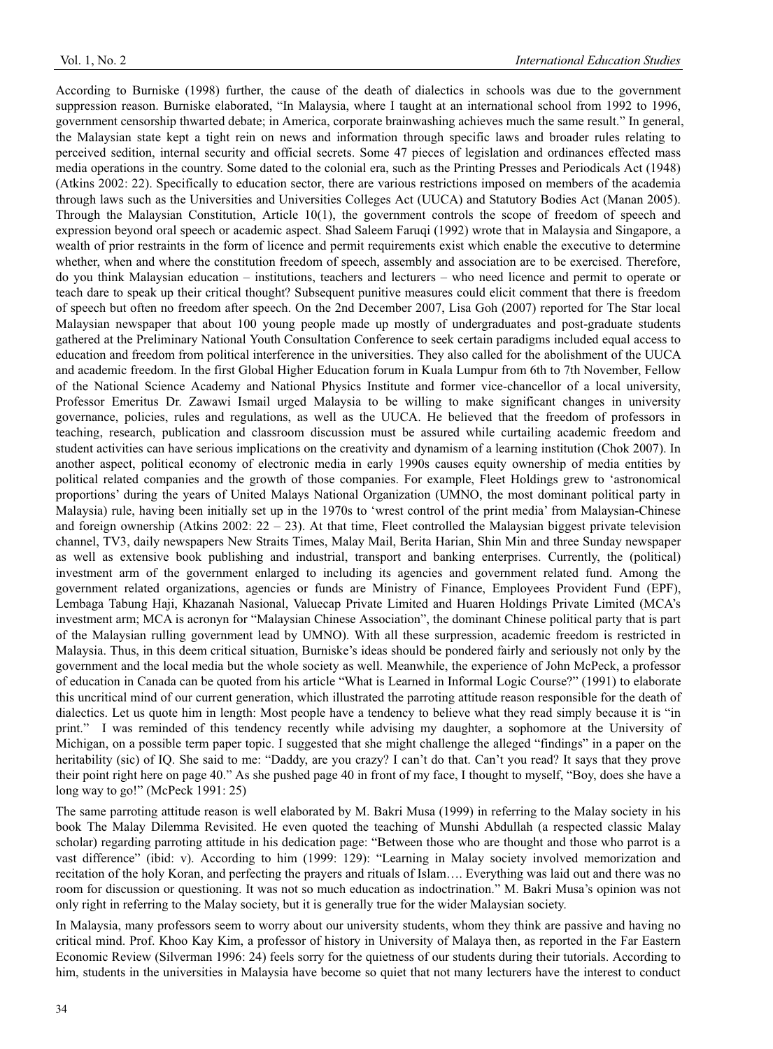According to Burniske (1998) further, the cause of the death of dialectics in schools was due to the government suppression reason. Burniske elaborated, "In Malaysia, where I taught at an international school from 1992 to 1996, government censorship thwarted debate; in America, corporate brainwashing achieves much the same result." In general, the Malaysian state kept a tight rein on news and information through specific laws and broader rules relating to perceived sedition, internal security and official secrets. Some 47 pieces of legislation and ordinances effected mass media operations in the country. Some dated to the colonial era, such as the Printing Presses and Periodicals Act (1948) (Atkins 2002: 22). Specifically to education sector, there are various restrictions imposed on members of the academia through laws such as the Universities and Universities Colleges Act (UUCA) and Statutory Bodies Act (Manan 2005). Through the Malaysian Constitution, Article 10(1), the government controls the scope of freedom of speech and expression beyond oral speech or academic aspect. Shad Saleem Faruqi (1992) wrote that in Malaysia and Singapore, a wealth of prior restraints in the form of licence and permit requirements exist which enable the executive to determine whether, when and where the constitution freedom of speech, assembly and association are to be exercised. Therefore, do you think Malaysian education – institutions, teachers and lecturers – who need licence and permit to operate or teach dare to speak up their critical thought? Subsequent punitive measures could elicit comment that there is freedom of speech but often no freedom after speech. On the 2nd December 2007, Lisa Goh (2007) reported for The Star local Malaysian newspaper that about 100 young people made up mostly of undergraduates and post-graduate students gathered at the Preliminary National Youth Consultation Conference to seek certain paradigms included equal access to education and freedom from political interference in the universities. They also called for the abolishment of the UUCA and academic freedom. In the first Global Higher Education forum in Kuala Lumpur from 6th to 7th November, Fellow of the National Science Academy and National Physics Institute and former vice-chancellor of a local university, Professor Emeritus Dr. Zawawi Ismail urged Malaysia to be willing to make significant changes in university governance, policies, rules and regulations, as well as the UUCA. He believed that the freedom of professors in teaching, research, publication and classroom discussion must be assured while curtailing academic freedom and student activities can have serious implications on the creativity and dynamism of a learning institution (Chok 2007). In another aspect, political economy of electronic media in early 1990s causes equity ownership of media entities by political related companies and the growth of those companies. For example, Fleet Holdings grew to 'astronomical proportions' during the years of United Malays National Organization (UMNO, the most dominant political party in Malaysia) rule, having been initially set up in the 1970s to 'wrest control of the print media' from Malaysian-Chinese and foreign ownership (Atkins 2002: 22 – 23). At that time, Fleet controlled the Malaysian biggest private television channel, TV3, daily newspapers New Straits Times, Malay Mail, Berita Harian, Shin Min and three Sunday newspaper as well as extensive book publishing and industrial, transport and banking enterprises. Currently, the (political) investment arm of the government enlarged to including its agencies and government related fund. Among the government related organizations, agencies or funds are Ministry of Finance, Employees Provident Fund (EPF), Lembaga Tabung Haji, Khazanah Nasional, Valuecap Private Limited and Huaren Holdings Private Limited (MCA's investment arm; MCA is acronyn for "Malaysian Chinese Association", the dominant Chinese political party that is part of the Malaysian rulling government lead by UMNO). With all these surpression, academic freedom is restricted in Malaysia. Thus, in this deem critical situation, Burniske's ideas should be pondered fairly and seriously not only by the government and the local media but the whole society as well. Meanwhile, the experience of John McPeck, a professor of education in Canada can be quoted from his article "What is Learned in Informal Logic Course?" (1991) to elaborate this uncritical mind of our current generation, which illustrated the parroting attitude reason responsible for the death of dialectics. Let us quote him in length: Most people have a tendency to believe what they read simply because it is "in print." I was reminded of this tendency recently while advising my daughter, a sophomore at the University of Michigan, on a possible term paper topic. I suggested that she might challenge the alleged "findings" in a paper on the heritability (sic) of IQ. She said to me: "Daddy, are you crazy? I can't do that. Can't you read? It says that they prove their point right here on page 40." As she pushed page 40 in front of my face, I thought to myself, "Boy, does she have a long way to go!" (McPeck 1991: 25)

The same parroting attitude reason is well elaborated by M. Bakri Musa (1999) in referring to the Malay society in his book The Malay Dilemma Revisited. He even quoted the teaching of Munshi Abdullah (a respected classic Malay scholar) regarding parroting attitude in his dedication page: "Between those who are thought and those who parrot is a vast difference" (ibid: v). According to him (1999: 129): "Learning in Malay society involved memorization and recitation of the holy Koran, and perfecting the prayers and rituals of Islam…. Everything was laid out and there was no room for discussion or questioning. It was not so much education as indoctrination." M. Bakri Musa's opinion was not only right in referring to the Malay society, but it is generally true for the wider Malaysian society.

In Malaysia, many professors seem to worry about our university students, whom they think are passive and having no critical mind. Prof. Khoo Kay Kim, a professor of history in University of Malaya then, as reported in the Far Eastern Economic Review (Silverman 1996: 24) feels sorry for the quietness of our students during their tutorials. According to him, students in the universities in Malaysia have become so quiet that not many lecturers have the interest to conduct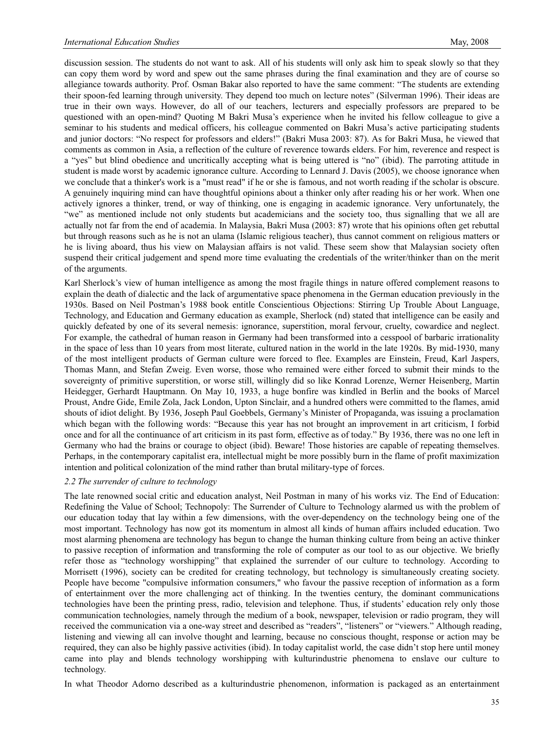discussion session. The students do not want to ask. All of his students will only ask him to speak slowly so that they can copy them word by word and spew out the same phrases during the final examination and they are of course so allegiance towards authority. Prof. Osman Bakar also reported to have the same comment: "The students are extending their spoon-fed learning through university. They depend too much on lecture notes" (Silverman 1996). Their ideas are true in their own ways. However, do all of our teachers, lecturers and especially professors are prepared to be questioned with an open-mind? Quoting M Bakri Musa's experience when he invited his fellow colleague to give a seminar to his students and medical officers, his colleague commented on Bakri Musa's active participating students and junior doctors: "No respect for professors and elders!" (Bakri Musa 2003: 87). As for Bakri Musa, he viewed that comments as common in Asia, a reflection of the culture of reverence towards elders. For him, reverence and respect is a "yes" but blind obedience and uncritically accepting what is being uttered is "no" (ibid). The parroting attitude in student is made worst by academic ignorance culture. According to Lennard J. Davis (2005), we choose ignorance when we conclude that a thinker's work is a "must read" if he or she is famous, and not worth reading if the scholar is obscure. A genuinely inquiring mind can have thoughtful opinions about a thinker only after reading his or her work. When one actively ignores a thinker, trend, or way of thinking, one is engaging in academic ignorance. Very unfortunately, the "we" as mentioned include not only students but academicians and the society too, thus signalling that we all are actually not far from the end of academia. In Malaysia, Bakri Musa (2003: 87) wrote that his opinions often get rebuttal but through reasons such as he is not an ulama (Islamic religious teacher), thus cannot comment on religious matters or he is living aboard, thus his view on Malaysian affairs is not valid. These seem show that Malaysian society often suspend their critical judgement and spend more time evaluating the credentials of the writer/thinker than on the merit of the arguments.

Karl Sherlock's view of human intelligence as among the most fragile things in nature offered complement reasons to explain the death of dialectic and the lack of argumentative space phenomena in the German education previously in the 1930s. Based on Neil Postman's 1988 book entitle Conscientious Objections: Stirring Up Trouble About Language, Technology, and Education and Germany education as example, Sherlock (nd) stated that intelligence can be easily and quickly defeated by one of its several nemesis: ignorance, superstition, moral fervour, cruelty, cowardice and neglect. For example, the cathedral of human reason in Germany had been transformed into a cesspool of barbaric irrationality in the space of less than 10 years from most literate, cultured nation in the world in the late 1920s. By mid-1930, many of the most intelligent products of German culture were forced to flee. Examples are Einstein, Freud, Karl Jaspers, Thomas Mann, and Stefan Zweig. Even worse, those who remained were either forced to submit their minds to the sovereignty of primitive superstition, or worse still, willingly did so like Konrad Lorenze, Werner Heisenberg, Martin Heidegger, Gerhardt Hauptmann. On May 10, 1933, a huge bonfire was kindled in Berlin and the books of Marcel Proust, Andre Gide, Emile Zola, Jack London, Upton Sinclair, and a hundred others were committed to the flames, amid shouts of idiot delight. By 1936, Joseph Paul Goebbels, Germany's Minister of Propaganda, was issuing a proclamation which began with the following words: "Because this year has not brought an improvement in art criticism, I forbid once and for all the continuance of art criticism in its past form, effective as of today." By 1936, there was no one left in Germany who had the brains or courage to object (ibid). Beware! Those histories are capable of repeating themselves. Perhaps, in the contemporary capitalist era, intellectual might be more possibly burn in the flame of profit maximization intention and political colonization of the mind rather than brutal military-type of forces.

### *2.2 The surrender of culture to technology*

The late renowned social critic and education analyst, Neil Postman in many of his works viz. The End of Education: Redefining the Value of School; Technopoly: The Surrender of Culture to Technology alarmed us with the problem of our education today that lay within a few dimensions, with the over-dependency on the technology being one of the most important. Technology has now got its momentum in almost all kinds of human affairs included education. Two most alarming phenomena are technology has begun to change the human thinking culture from being an active thinker to passive reception of information and transforming the role of computer as our tool to as our objective. We briefly refer those as "technology worshipping" that explained the surrender of our culture to technology. According to Morrisett (1996), society can be credited for creating technology, but technology is simultaneously creating society. People have become "compulsive information consumers," who favour the passive reception of information as a form of entertainment over the more challenging act of thinking. In the twenties century, the dominant communications technologies have been the printing press, radio, television and telephone. Thus, if students' education rely only those communication technologies, namely through the medium of a book, newspaper, television or radio program, they will received the communication via a one-way street and described as "readers", "listeners" or "viewers." Although reading, listening and viewing all can involve thought and learning, because no conscious thought, response or action may be required, they can also be highly passive activities (ibid). In today capitalist world, the case didn't stop here until money came into play and blends technology worshipping with kulturindustrie phenomena to enslave our culture to technology.

In what Theodor Adorno described as a kulturindustrie phenomenon, information is packaged as an entertainment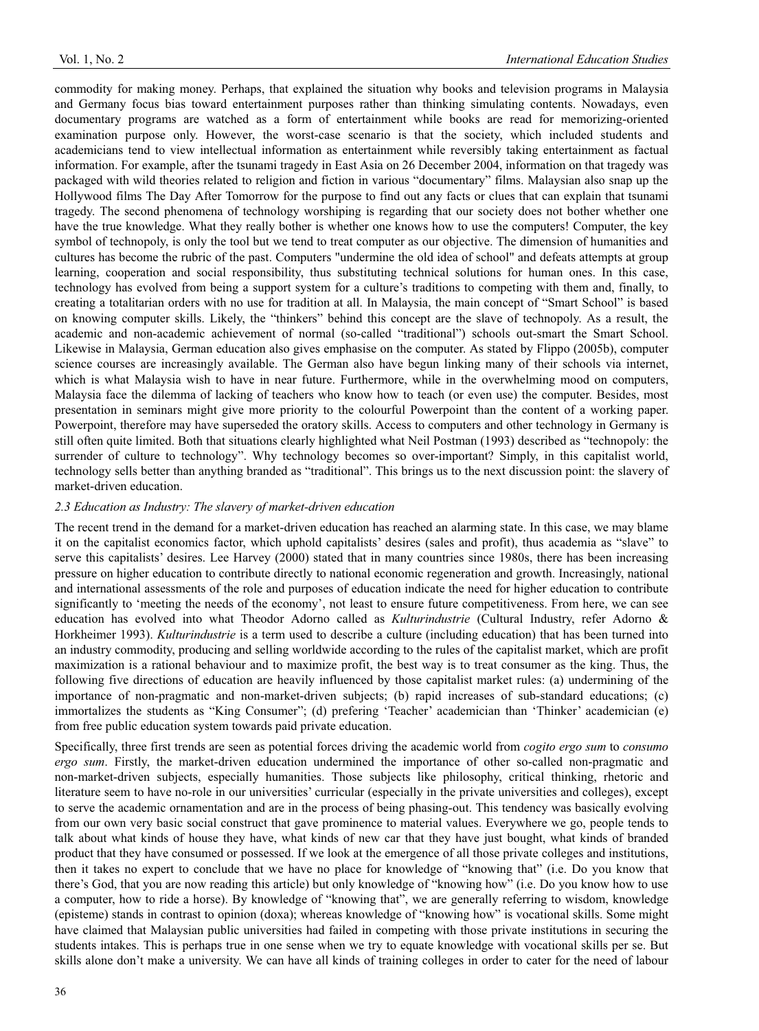commodity for making money. Perhaps, that explained the situation why books and television programs in Malaysia and Germany focus bias toward entertainment purposes rather than thinking simulating contents. Nowadays, even documentary programs are watched as a form of entertainment while books are read for memorizing-oriented examination purpose only. However, the worst-case scenario is that the society, which included students and academicians tend to view intellectual information as entertainment while reversibly taking entertainment as factual information. For example, after the tsunami tragedy in East Asia on 26 December 2004, information on that tragedy was packaged with wild theories related to religion and fiction in various "documentary" films. Malaysian also snap up the Hollywood films The Day After Tomorrow for the purpose to find out any facts or clues that can explain that tsunami tragedy. The second phenomena of technology worshiping is regarding that our society does not bother whether one have the true knowledge. What they really bother is whether one knows how to use the computers! Computer, the key symbol of technopoly, is only the tool but we tend to treat computer as our objective. The dimension of humanities and cultures has become the rubric of the past. Computers "undermine the old idea of school" and defeats attempts at group learning, cooperation and social responsibility, thus substituting technical solutions for human ones. In this case, technology has evolved from being a support system for a culture's traditions to competing with them and, finally, to creating a totalitarian orders with no use for tradition at all. In Malaysia, the main concept of "Smart School" is based on knowing computer skills. Likely, the "thinkers" behind this concept are the slave of technopoly. As a result, the academic and non-academic achievement of normal (so-called "traditional") schools out-smart the Smart School. Likewise in Malaysia, German education also gives emphasise on the computer. As stated by Flippo (2005b), computer science courses are increasingly available. The German also have begun linking many of their schools via internet, which is what Malaysia wish to have in near future. Furthermore, while in the overwhelming mood on computers, Malaysia face the dilemma of lacking of teachers who know how to teach (or even use) the computer. Besides, most presentation in seminars might give more priority to the colourful Powerpoint than the content of a working paper. Powerpoint, therefore may have superseded the oratory skills. Access to computers and other technology in Germany is still often quite limited. Both that situations clearly highlighted what Neil Postman (1993) described as "technopoly: the surrender of culture to technology". Why technology becomes so over-important? Simply, in this capitalist world, technology sells better than anything branded as "traditional". This brings us to the next discussion point: the slavery of market-driven education.

### *2.3 Education as Industry: The slavery of market-driven education*

The recent trend in the demand for a market-driven education has reached an alarming state. In this case, we may blame it on the capitalist economics factor, which uphold capitalists' desires (sales and profit), thus academia as "slave" to serve this capitalists' desires. Lee Harvey (2000) stated that in many countries since 1980s, there has been increasing pressure on higher education to contribute directly to national economic regeneration and growth. Increasingly, national and international assessments of the role and purposes of education indicate the need for higher education to contribute significantly to 'meeting the needs of the economy', not least to ensure future competitiveness. From here, we can see education has evolved into what Theodor Adorno called as *Kulturindustrie* (Cultural Industry, refer Adorno & Horkheimer 1993). *Kulturindustrie* is a term used to describe a culture (including education) that has been turned into an industry commodity, producing and selling worldwide according to the rules of the capitalist market, which are profit maximization is a rational behaviour and to maximize profit, the best way is to treat consumer as the king. Thus, the following five directions of education are heavily influenced by those capitalist market rules: (a) undermining of the importance of non-pragmatic and non-market-driven subjects; (b) rapid increases of sub-standard educations; (c) immortalizes the students as "King Consumer"; (d) prefering 'Teacher' academician than 'Thinker' academician (e) from free public education system towards paid private education.

Specifically, three first trends are seen as potential forces driving the academic world from *cogito ergo sum* to *consumo ergo sum*. Firstly, the market-driven education undermined the importance of other so-called non-pragmatic and non-market-driven subjects, especially humanities. Those subjects like philosophy, critical thinking, rhetoric and literature seem to have no-role in our universities' curricular (especially in the private universities and colleges), except to serve the academic ornamentation and are in the process of being phasing-out. This tendency was basically evolving from our own very basic social construct that gave prominence to material values. Everywhere we go, people tends to talk about what kinds of house they have, what kinds of new car that they have just bought, what kinds of branded product that they have consumed or possessed. If we look at the emergence of all those private colleges and institutions, then it takes no expert to conclude that we have no place for knowledge of "knowing that" (i.e. Do you know that there's God, that you are now reading this article) but only knowledge of "knowing how" (i.e. Do you know how to use a computer, how to ride a horse). By knowledge of "knowing that", we are generally referring to wisdom, knowledge (episteme) stands in contrast to opinion (doxa); whereas knowledge of "knowing how" is vocational skills. Some might have claimed that Malaysian public universities had failed in competing with those private institutions in securing the students intakes. This is perhaps true in one sense when we try to equate knowledge with vocational skills per se. But skills alone don't make a university. We can have all kinds of training colleges in order to cater for the need of labour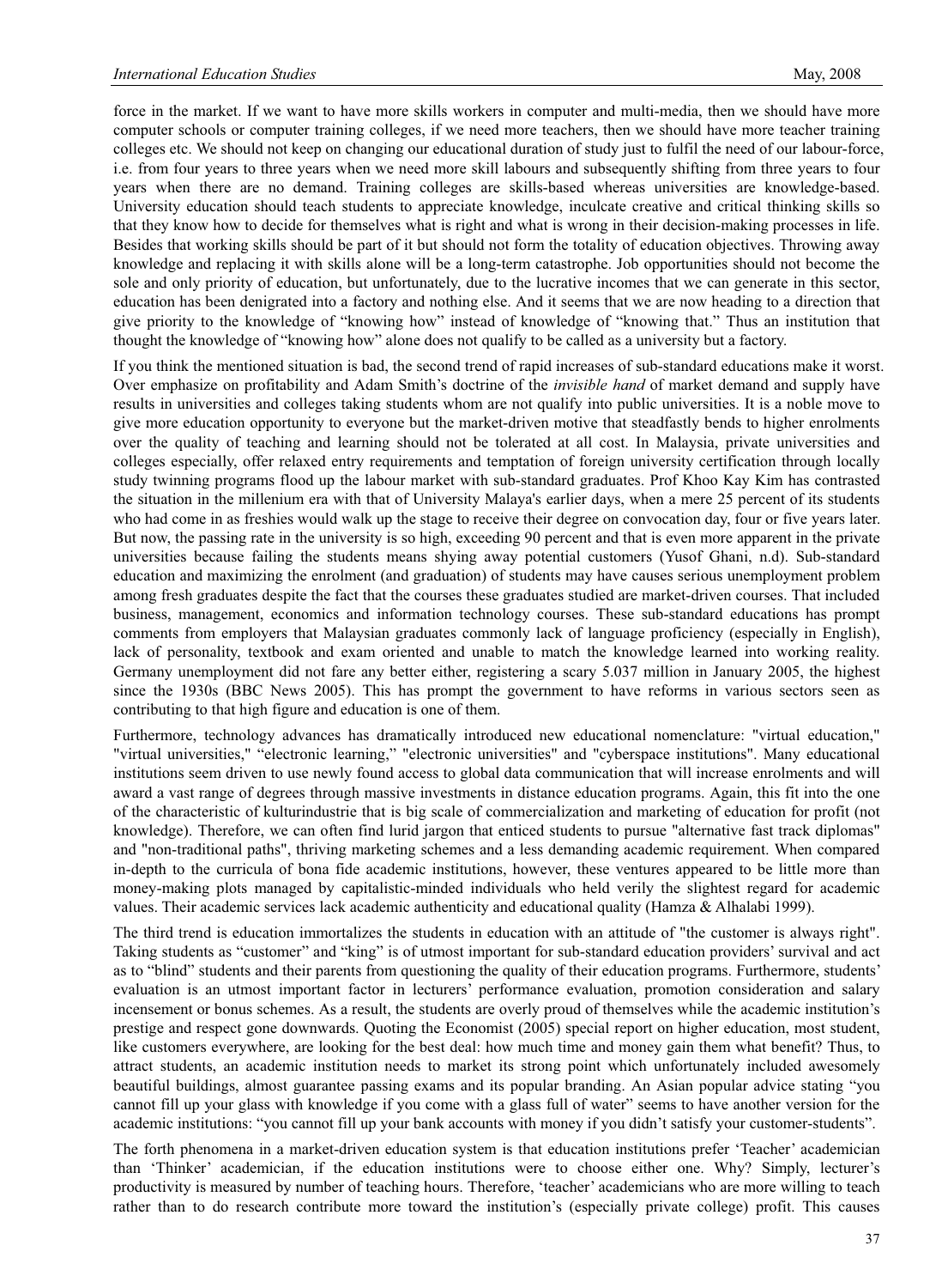force in the market. If we want to have more skills workers in computer and multi-media, then we should have more computer schools or computer training colleges, if we need more teachers, then we should have more teacher training colleges etc. We should not keep on changing our educational duration of study just to fulfil the need of our labour-force, i.e. from four years to three years when we need more skill labours and subsequently shifting from three years to four years when there are no demand. Training colleges are skills-based whereas universities are knowledge-based. University education should teach students to appreciate knowledge, inculcate creative and critical thinking skills so that they know how to decide for themselves what is right and what is wrong in their decision-making processes in life. Besides that working skills should be part of it but should not form the totality of education objectives. Throwing away knowledge and replacing it with skills alone will be a long-term catastrophe. Job opportunities should not become the sole and only priority of education, but unfortunately, due to the lucrative incomes that we can generate in this sector, education has been denigrated into a factory and nothing else. And it seems that we are now heading to a direction that give priority to the knowledge of "knowing how" instead of knowledge of "knowing that." Thus an institution that thought the knowledge of "knowing how" alone does not qualify to be called as a university but a factory.

If you think the mentioned situation is bad, the second trend of rapid increases of sub-standard educations make it worst. Over emphasize on profitability and Adam Smith's doctrine of the *invisible hand* of market demand and supply have results in universities and colleges taking students whom are not qualify into public universities. It is a noble move to give more education opportunity to everyone but the market-driven motive that steadfastly bends to higher enrolments over the quality of teaching and learning should not be tolerated at all cost. In Malaysia, private universities and colleges especially, offer relaxed entry requirements and temptation of foreign university certification through locally study twinning programs flood up the labour market with sub-standard graduates. Prof Khoo Kay Kim has contrasted the situation in the millenium era with that of University Malaya's earlier days, when a mere 25 percent of its students who had come in as freshies would walk up the stage to receive their degree on convocation day, four or five years later. But now, the passing rate in the university is so high, exceeding 90 percent and that is even more apparent in the private universities because failing the students means shying away potential customers (Yusof Ghani, n.d). Sub-standard education and maximizing the enrolment (and graduation) of students may have causes serious unemployment problem among fresh graduates despite the fact that the courses these graduates studied are market-driven courses. That included business, management, economics and information technology courses. These sub-standard educations has prompt comments from employers that Malaysian graduates commonly lack of language proficiency (especially in English), lack of personality, textbook and exam oriented and unable to match the knowledge learned into working reality. Germany unemployment did not fare any better either, registering a scary 5.037 million in January 2005, the highest since the 1930s (BBC News 2005). This has prompt the government to have reforms in various sectors seen as contributing to that high figure and education is one of them.

Furthermore, technology advances has dramatically introduced new educational nomenclature: "virtual education," "virtual universities," "electronic learning," "electronic universities" and "cyberspace institutions". Many educational institutions seem driven to use newly found access to global data communication that will increase enrolments and will award a vast range of degrees through massive investments in distance education programs. Again, this fit into the one of the characteristic of kulturindustrie that is big scale of commercialization and marketing of education for profit (not knowledge). Therefore, we can often find lurid jargon that enticed students to pursue "alternative fast track diplomas" and "non-traditional paths", thriving marketing schemes and a less demanding academic requirement. When compared in-depth to the curricula of bona fide academic institutions, however, these ventures appeared to be little more than money-making plots managed by capitalistic-minded individuals who held verily the slightest regard for academic values. Their academic services lack academic authenticity and educational quality (Hamza & Alhalabi 1999).

The third trend is education immortalizes the students in education with an attitude of "the customer is always right". Taking students as "customer" and "king" is of utmost important for sub-standard education providers' survival and act as to "blind" students and their parents from questioning the quality of their education programs. Furthermore, students' evaluation is an utmost important factor in lecturers' performance evaluation, promotion consideration and salary incensement or bonus schemes. As a result, the students are overly proud of themselves while the academic institution's prestige and respect gone downwards. Quoting the Economist (2005) special report on higher education, most student, like customers everywhere, are looking for the best deal: how much time and money gain them what benefit? Thus, to attract students, an academic institution needs to market its strong point which unfortunately included awesomely beautiful buildings, almost guarantee passing exams and its popular branding. An Asian popular advice stating "you cannot fill up your glass with knowledge if you come with a glass full of water" seems to have another version for the academic institutions: "you cannot fill up your bank accounts with money if you didn't satisfy your customer-students".

The forth phenomena in a market-driven education system is that education institutions prefer 'Teacher' academician than 'Thinker' academician, if the education institutions were to choose either one. Why? Simply, lecturer's productivity is measured by number of teaching hours. Therefore, 'teacher' academicians who are more willing to teach rather than to do research contribute more toward the institution's (especially private college) profit. This causes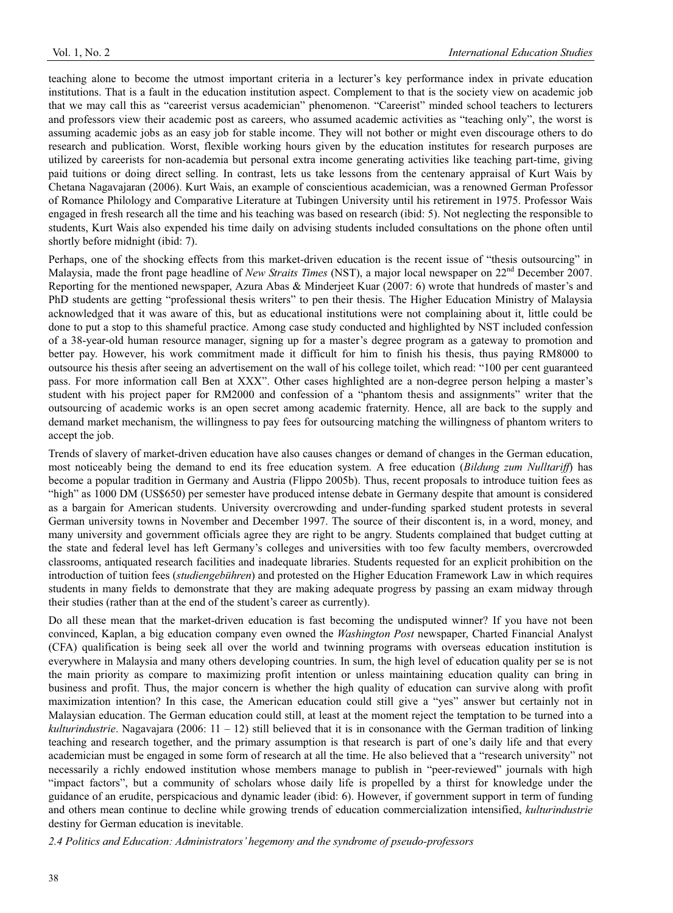teaching alone to become the utmost important criteria in a lecturer's key performance index in private education institutions. That is a fault in the education institution aspect. Complement to that is the society view on academic job that we may call this as "careerist versus academician" phenomenon. "Careerist" minded school teachers to lecturers and professors view their academic post as careers, who assumed academic activities as "teaching only", the worst is assuming academic jobs as an easy job for stable income. They will not bother or might even discourage others to do research and publication. Worst, flexible working hours given by the education institutes for research purposes are utilized by careerists for non-academia but personal extra income generating activities like teaching part-time, giving paid tuitions or doing direct selling. In contrast, lets us take lessons from the centenary appraisal of Kurt Wais by Chetana Nagavajaran (2006). Kurt Wais, an example of conscientious academician, was a renowned German Professor of Romance Philology and Comparative Literature at Tubingen University until his retirement in 1975. Professor Wais engaged in fresh research all the time and his teaching was based on research (ibid: 5). Not neglecting the responsible to students, Kurt Wais also expended his time daily on advising students included consultations on the phone often until shortly before midnight (ibid: 7).

Perhaps, one of the shocking effects from this market-driven education is the recent issue of "thesis outsourcing" in Malaysia, made the front page headline of *New Straits Times* (NST), a major local newspaper on 22nd December 2007. Reporting for the mentioned newspaper, Azura Abas & Minderjeet Kuar (2007: 6) wrote that hundreds of master's and PhD students are getting "professional thesis writers" to pen their thesis. The Higher Education Ministry of Malaysia acknowledged that it was aware of this, but as educational institutions were not complaining about it, little could be done to put a stop to this shameful practice. Among case study conducted and highlighted by NST included confession of a 38-year-old human resource manager, signing up for a master's degree program as a gateway to promotion and better pay. However, his work commitment made it difficult for him to finish his thesis, thus paying RM8000 to outsource his thesis after seeing an advertisement on the wall of his college toilet, which read: "100 per cent guaranteed pass. For more information call Ben at XXX". Other cases highlighted are a non-degree person helping a master's student with his project paper for RM2000 and confession of a "phantom thesis and assignments" writer that the outsourcing of academic works is an open secret among academic fraternity. Hence, all are back to the supply and demand market mechanism, the willingness to pay fees for outsourcing matching the willingness of phantom writers to accept the job.

Trends of slavery of market-driven education have also causes changes or demand of changes in the German education, most noticeably being the demand to end its free education system. A free education (*Bildung zum Nulltariff*) has become a popular tradition in Germany and Austria (Flippo 2005b). Thus, recent proposals to introduce tuition fees as "high" as 1000 DM (US$650) per semester have produced intense debate in Germany despite that amount is considered as a bargain for American students. University overcrowding and under-funding sparked student protests in several German university towns in November and December 1997. The source of their discontent is, in a word, money, and many university and government officials agree they are right to be angry. Students complained that budget cutting at the state and federal level has left Germany's colleges and universities with too few faculty members, overcrowded classrooms, antiquated research facilities and inadequate libraries. Students requested for an explicit prohibition on the introduction of tuition fees (*studiengebühren*) and protested on the Higher Education Framework Law in which requires students in many fields to demonstrate that they are making adequate progress by passing an exam midway through their studies (rather than at the end of the student's career as currently).

Do all these mean that the market-driven education is fast becoming the undisputed winner? If you have not been convinced, Kaplan, a big education company even owned the *Washington Post* newspaper, Charted Financial Analyst (CFA) qualification is being seek all over the world and twinning programs with overseas education institution is everywhere in Malaysia and many others developing countries. In sum, the high level of education quality per se is not the main priority as compare to maximizing profit intention or unless maintaining education quality can bring in business and profit. Thus, the major concern is whether the high quality of education can survive along with profit maximization intention? In this case, the American education could still give a "yes" answer but certainly not in Malaysian education. The German education could still, at least at the moment reject the temptation to be turned into a *kulturindustrie*. Nagavajara (2006: 11 – 12) still believed that it is in consonance with the German tradition of linking teaching and research together, and the primary assumption is that research is part of one's daily life and that every academician must be engaged in some form of research at all the time. He also believed that a "research university" not necessarily a richly endowed institution whose members manage to publish in "peer-reviewed" journals with high "impact factors", but a community of scholars whose daily life is propelled by a thirst for knowledge under the guidance of an erudite, perspicacious and dynamic leader (ibid: 6). However, if government support in term of funding and others mean continue to decline while growing trends of education commercialization intensified, *kulturindustrie* destiny for German education is inevitable.

### *2.4 Politics and Education: Administrators' hegemony and the syndrome of pseudo-professors*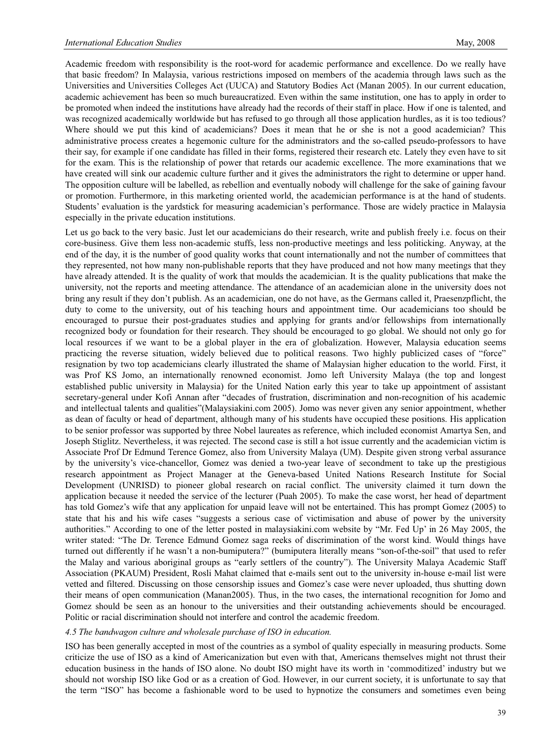Academic freedom with responsibility is the root-word for academic performance and excellence. Do we really have that basic freedom? In Malaysia, various restrictions imposed on members of the academia through laws such as the Universities and Universities Colleges Act (UUCA) and Statutory Bodies Act (Manan 2005). In our current education, academic achievement has been so much bureaucratized. Even within the same institution, one has to apply in order to be promoted when indeed the institutions have already had the records of their staff in place. How if one is talented, and was recognized academically worldwide but has refused to go through all those application hurdles, as it is too tedious? Where should we put this kind of academicians? Does it mean that he or she is not a good academician? This administrative process creates a hegemonic culture for the administrators and the so-called pseudo-professors to have their say, for example if one candidate has filled in their forms, registered their research etc. Lately they even have to sit for the exam. This is the relationship of power that retards our academic excellence. The more examinations that we have created will sink our academic culture further and it gives the administrators the right to determine or upper hand. The opposition culture will be labelled, as rebellion and eventually nobody will challenge for the sake of gaining favour or promotion. Furthermore, in this marketing oriented world, the academician performance is at the hand of students. Students' evaluation is the yardstick for measuring academician's performance. Those are widely practice in Malaysia especially in the private education institutions.

Let us go back to the very basic. Just let our academicians do their research, write and publish freely i.e. focus on their core-business. Give them less non-academic stuffs, less non-productive meetings and less politicking. Anyway, at the end of the day, it is the number of good quality works that count internationally and not the number of committees that they represented, not how many non-publishable reports that they have produced and not how many meetings that they have already attended. It is the quality of work that moulds the academician. It is the quality publications that make the university, not the reports and meeting attendance. The attendance of an academician alone in the university does not bring any result if they don't publish. As an academician, one do not have, as the Germans called it, Praesenzpflicht, the duty to come to the university, out of his teaching hours and appointment time. Our academicians too should be encouraged to pursue their post-graduates studies and applying for grants and/or fellowships from internationally recognized body or foundation for their research. They should be encouraged to go global. We should not only go for local resources if we want to be a global player in the era of globalization. However, Malaysia education seems practicing the reverse situation, widely believed due to political reasons. Two highly publicized cases of "force" resignation by two top academicians clearly illustrated the shame of Malaysian higher education to the world. First, it was Prof KS Jomo, an internationally renowned economist. Jomo left University Malaya (the top and longest established public university in Malaysia) for the United Nation early this year to take up appointment of assistant secretary-general under Kofi Annan after "decades of frustration, discrimination and non-recognition of his academic and intellectual talents and qualities"(Malaysiakini.com 2005). Jomo was never given any senior appointment, whether as dean of faculty or head of department, although many of his students have occupied these positions. His application to be senior professor was supported by three Nobel laureates as reference, which included economist Amartya Sen, and Joseph Stiglitz. Nevertheless, it was rejected. The second case is still a hot issue currently and the academician victim is Associate Prof Dr Edmund Terence Gomez, also from University Malaya (UM). Despite given strong verbal assurance by the university's vice-chancellor, Gomez was denied a two-year leave of secondment to take up the prestigious research appointment as Project Manager at the Geneva-based United Nations Research Institute for Social Development (UNRISD) to pioneer global research on racial conflict. The university claimed it turn down the application because it needed the service of the lecturer (Puah 2005). To make the case worst, her head of department has told Gomez's wife that any application for unpaid leave will not be entertained. This has prompt Gomez (2005) to state that his and his wife cases "suggests a serious case of victimisation and abuse of power by the university authorities." According to one of the letter posted in malaysiakini.com website by "Mr. Fed Up' in 26 May 2005, the writer stated: "The Dr. Terence Edmund Gomez saga reeks of discrimination of the worst kind. Would things have turned out differently if he wasn't a non-bumiputera?" (bumiputera literally means "son-of-the-soil" that used to refer the Malay and various aboriginal groups as "early settlers of the country"). The University Malaya Academic Staff Association (PKAUM) President, Rosli Mahat claimed that e-mails sent out to the university in-house e-mail list were vetted and filtered. Discussing on those censorship issues and Gomez's case were never uploaded, thus shutting down their means of open communication (Manan2005). Thus, in the two cases, the international recognition for Jomo and Gomez should be seen as an honour to the universities and their outstanding achievements should be encouraged. Politic or racial discrimination should not interfere and control the academic freedom.

#### *4.5 The bandwagon culture and wholesale purchase of ISO in education.*

ISO has been generally accepted in most of the countries as a symbol of quality especially in measuring products. Some criticize the use of ISO as a kind of Americanization but even with that, Americans themselves might not thrust their education business in the hands of ISO alone. No doubt ISO might have its worth in 'commoditized' industry but we should not worship ISO like God or as a creation of God. However, in our current society, it is unfortunate to say that the term "ISO" has become a fashionable word to be used to hypnotize the consumers and sometimes even being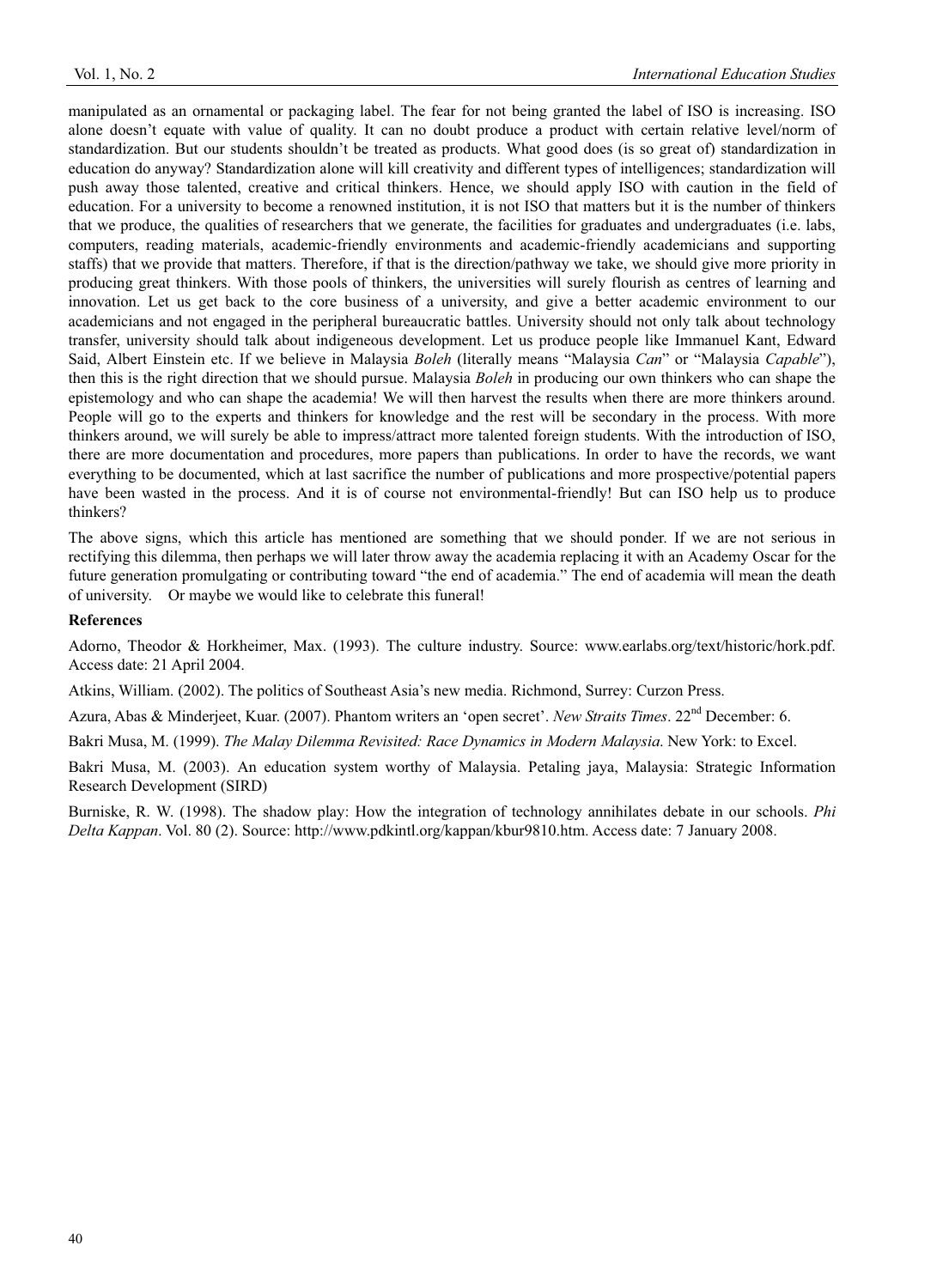manipulated as an ornamental or packaging label. The fear for not being granted the label of ISO is increasing. ISO alone doesn't equate with value of quality. It can no doubt produce a product with certain relative level/norm of standardization. But our students shouldn't be treated as products. What good does (is so great of) standardization in education do anyway? Standardization alone will kill creativity and different types of intelligences; standardization will push away those talented, creative and critical thinkers. Hence, we should apply ISO with caution in the field of education. For a university to become a renowned institution, it is not ISO that matters but it is the number of thinkers that we produce, the qualities of researchers that we generate, the facilities for graduates and undergraduates (i.e. labs, computers, reading materials, academic-friendly environments and academic-friendly academicians and supporting staffs) that we provide that matters. Therefore, if that is the direction/pathway we take, we should give more priority in producing great thinkers. With those pools of thinkers, the universities will surely flourish as centres of learning and innovation. Let us get back to the core business of a university, and give a better academic environment to our academicians and not engaged in the peripheral bureaucratic battles. University should not only talk about technology transfer, university should talk about indigeneous development. Let us produce people like Immanuel Kant, Edward Said, Albert Einstein etc. If we believe in Malaysia *Boleh* (literally means "Malaysia *Can*" or "Malaysia *Capable*"), then this is the right direction that we should pursue. Malaysia *Boleh* in producing our own thinkers who can shape the epistemology and who can shape the academia! We will then harvest the results when there are more thinkers around. People will go to the experts and thinkers for knowledge and the rest will be secondary in the process. With more thinkers around, we will surely be able to impress/attract more talented foreign students. With the introduction of ISO, there are more documentation and procedures, more papers than publications. In order to have the records, we want everything to be documented, which at last sacrifice the number of publications and more prospective/potential papers have been wasted in the process. And it is of course not environmental-friendly! But can ISO help us to produce thinkers?

The above signs, which this article has mentioned are something that we should ponder. If we are not serious in rectifying this dilemma, then perhaps we will later throw away the academia replacing it with an Academy Oscar for the future generation promulgating or contributing toward "the end of academia." The end of academia will mean the death of university. Or maybe we would like to celebrate this funeral!

**References**

Adorno, Theodor & Horkheimer, Max. (1993). The culture industry. Source: www.earlabs.org/text/historic/hork.pdf. Access date: 21 April 2004.

Atkins, William. (2002). The politics of Southeast Asia's new media. Richmond, Surrey: Curzon Press.

Azura, Abas & Minderjeet, Kuar. (2007). Phantom writers an 'open secret'. *New Straits Times*. 22nd December: 6.

Bakri Musa, M. (1999). *The Malay Dilemma Revisited: Race Dynamics in Modern Malaysia*. New York: to Excel.

Bakri Musa, M. (2003). An education system worthy of Malaysia. Petaling jaya, Malaysia: Strategic Information Research Development (SIRD)

Burniske, R. W. (1998). The shadow play: How the integration of technology annihilates debate in our schools. *Phi Delta Kappan*. Vol. 80 (2). Source: http://www.pdkintl.org/kappan/kbur9810.htm. Access date: 7 January 2008.